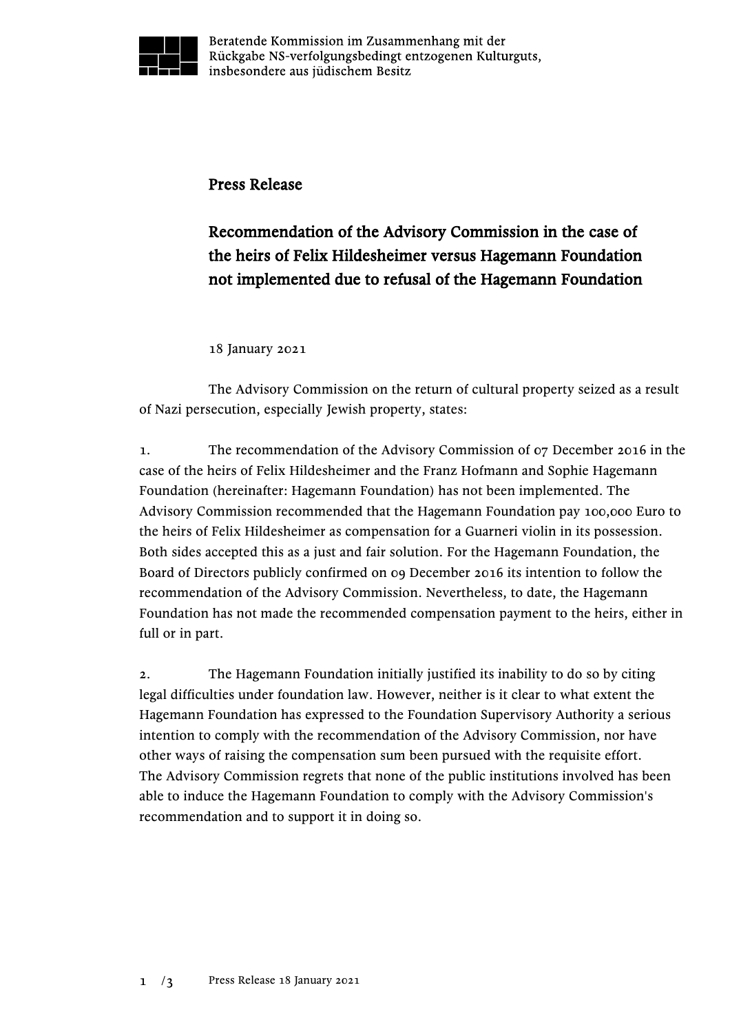Beratende Kommission im Zusammenhang mit der Rückgabe NS-verfolgungsbedingt entzogenen Kulturguts, insbesondere aus jüdischem Besitz

# Press Release

## Recommendation of the Advisory Commission in the case of the heirs of Felix Hildesheimer versus Hagemann Foundation not implemented due to refusal of the Hagemann Foundation

18 January 2021

The Advisory Commission on the return of cultural property seized as a result of Nazi persecution, especially Jewish property, states:

1. The recommendation of the Advisory Commission of 07 December 2016 in the case of the heirs of Felix Hildesheimer and the Franz Hofmann and Sophie Hagemann Foundation (hereinafter: Hagemann Foundation) has not been implemented. The Advisory Commission recommended that the Hagemann Foundation pay 100,000 Euro to the heirs of Felix Hildesheimer as compensation for a Guarneri violin in its possession. Both sides accepted this as a just and fair solution. For the Hagemann Foundation, the Board of Directors publicly confirmed on 09 December 2016 its intention to follow the recommendation of the Advisory Commission. Nevertheless, to date, the Hagemann Foundation has not made the recommended compensation payment to the heirs, either in full or in part.

2. The Hagemann Foundation initially justified its inability to do so by citing legal difficulties under foundation law. However, neither is it clear to what extent the Hagemann Foundation has expressed to the Foundation Supervisory Authority a serious intention to comply with the recommendation of the Advisory Commission, nor have other ways of raising the compensation sum been pursued with the requisite effort. The Advisory Commission regrets that none of the public institutions involved has been able to induce the Hagemann Foundation to comply with the Advisory Commission's recommendation and to support it in doing so.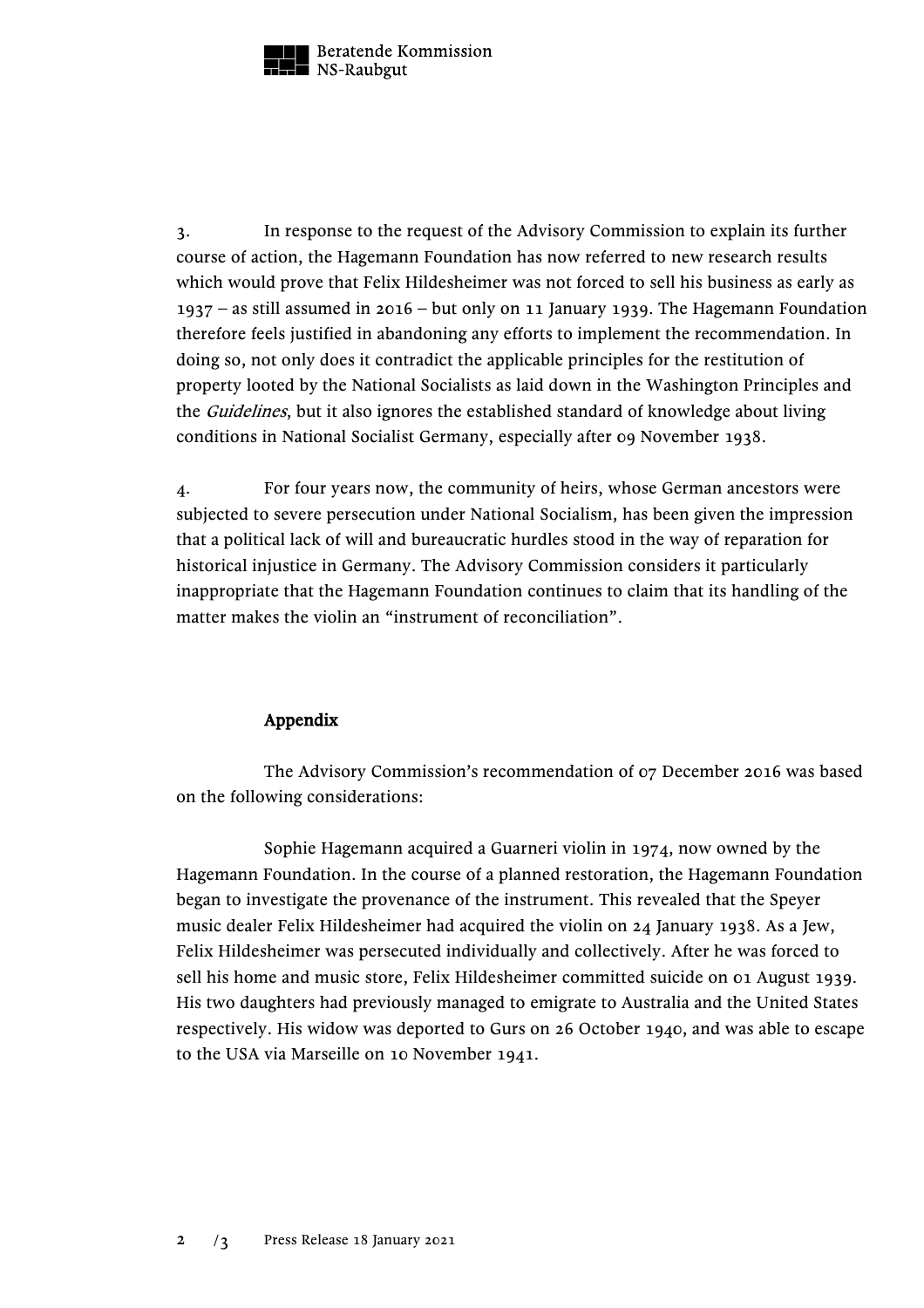3. In response to the request of the Advisory Commission to explain its further course of action, the Hagemann Foundation has now referred to new research results which would prove that Felix Hildesheimer was not forced to sell his business as early as 1937 – as still assumed in 2016 – but only on 11 January 1939. The Hagemann Foundation therefore feels justified in abandoning any efforts to implement the recommendation. In doing so, not only does it contradict the applicable principles for the restitution of property looted by the National Socialists as laid down in the Washington Principles and the *Guidelines*, but it also ignores the established standard of knowledge about living conditions in National Socialist Germany, especially after 09 November 1938.

4. For four years now, the community of heirs, whose German ancestors were subjected to severe persecution under National Socialism, has been given the impression that a political lack of will and bureaucratic hurdles stood in the way of reparation for historical injustice in Germany. The Advisory Commission considers it particularly inappropriate that the Hagemann Foundation continues to claim that its handling of the matter makes the violin an "instrument of reconciliation".

## Appendix

The Advisory Commission's recommendation of 07 December 2016 was based on the following considerations:

Sophie Hagemann acquired a Guarneri violin in 1974, now owned by the Hagemann Foundation. In the course of a planned restoration, the Hagemann Foundation began to investigate the provenance of the instrument. This revealed that the Speyer music dealer Felix Hildesheimer had acquired the violin on 24 January 1938. As a Jew, Felix Hildesheimer was persecuted individually and collectively. After he was forced to sell his home and music store, Felix Hildesheimer committed suicide on 01 August 1939. His two daughters had previously managed to emigrate to Australia and the United States respectively. His widow was deported to Gurs on 26 October 1940, and was able to escape to the USA via Marseille on 10 November 1941.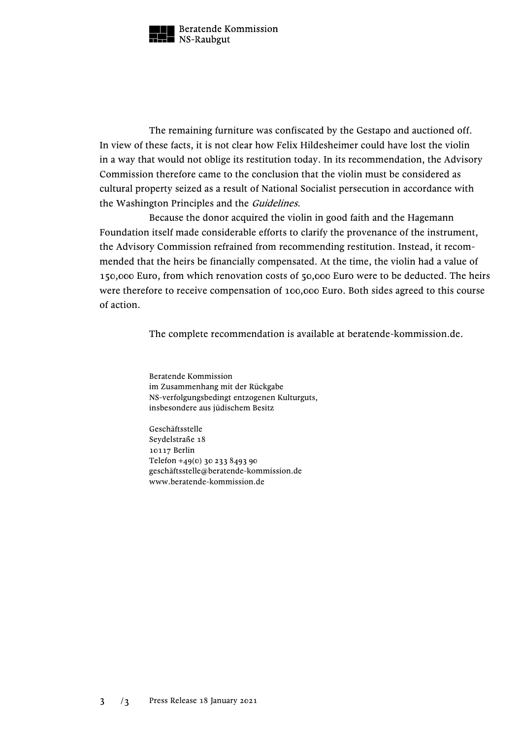The remaining furniture was confiscated by the Gestapo and auctioned off. In view of these facts, it is not clear how Felix Hildesheimer could have lost the violin in a way that would not oblige its restitution today. In its recommendation, the Advisory Commission therefore came to the conclusion that the violin must be considered as cultural property seized as a result of National Socialist persecution in accordance with the Washington Principles and the *Guidelines*.

Because the donor acquired the violin in good faith and the Hagemann Foundation itself made considerable efforts to clarify the provenance of the instrument, the Advisory Commission refrained from recommending restitution. Instead, it recommended that the heirs be financially compensated. At the time, the violin had a value of 150,000 Euro, from which renovation costs of 50,000 Euro were to be deducted. The heirs were therefore to receive compensation of 100,000 Euro. Both sides agreed to this course of action.

The complete recommendation is available at beratende-kommission.de.

Beratende Kommission
im Zusammenhang mit der Rückgabe
NS-verfolgungsbedingt entzogenen Kulturguts,
insbesondere aus jüdischem Besitz

Geschäftsstelle
Seydelstraße 18
10117 Berlin
Telefon +49(0) 30 233 8493 90
geschäftsstelle@beratende-kommission.de
www.beratende-kommission.de